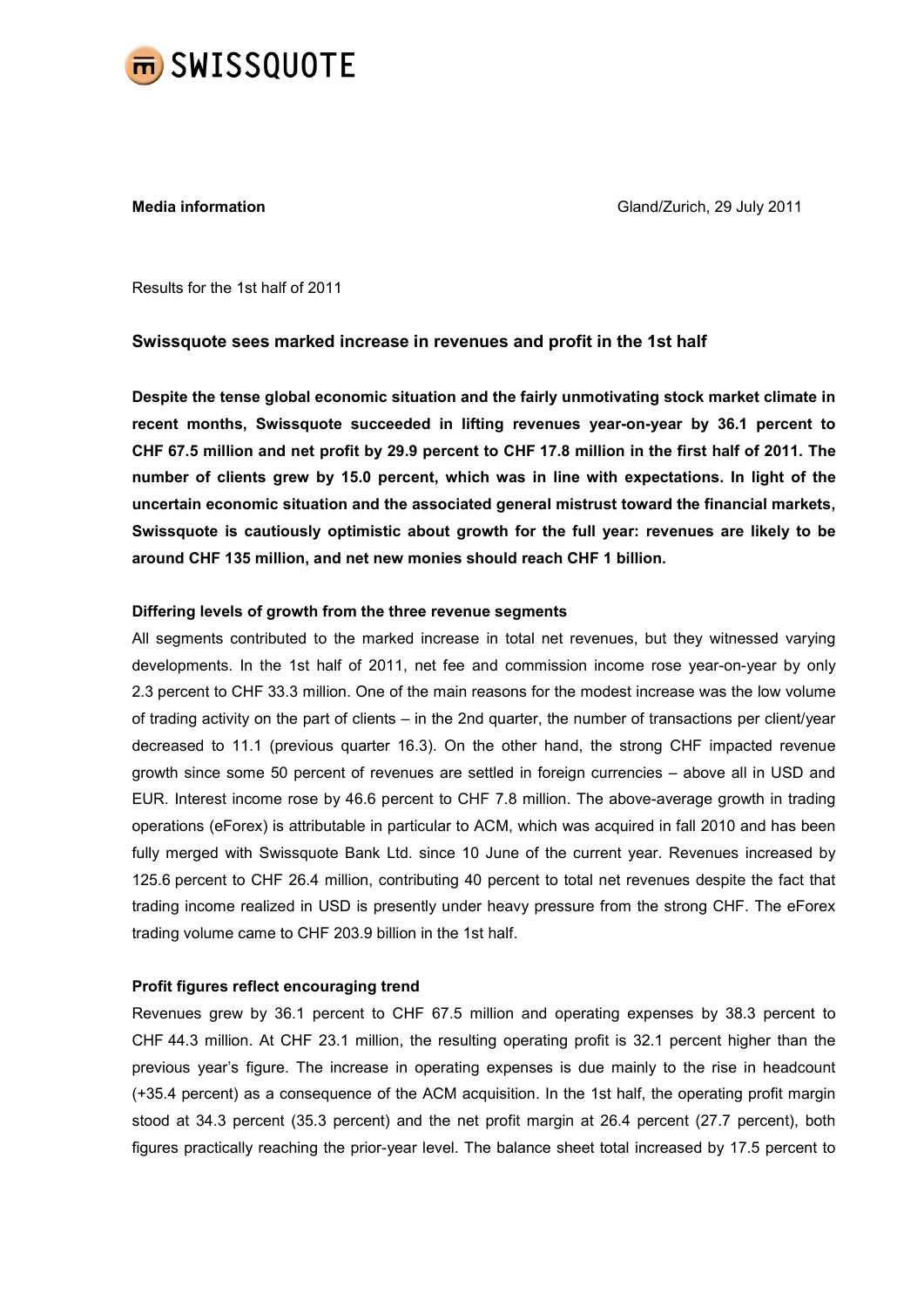SWISSQUOTE

**Media information** Gland/Zurich, 29 July 2011

Results for the 1st half of 2011

## Swissquote sees marked increase in revenues and profit in the 1st half

**Despite the tense global economic situation and the fairly unmotivating stock market climate in recent months, Swissquote succeeded in lifting revenues year-on-year by 36.1 percent to CHF 67.5 million and net profit by 29.9 percent to CHF 17.8 million in the first half of 2011. The number of clients grew by 15.0 percent, which was in line with expectations. In light of the uncertain economic situation and the associated general mistrust toward the financial markets, Swissquote is cautiously optimistic about growth for the full year: revenues are likely to be around CHF 135 million, and net new monies should reach CHF 1 billion.**

### Differing levels of growth from the three revenue segments

All segments contributed to the marked increase in total net revenues, but they witnessed varying developments. In the 1st half of 2011, net fee and commission income rose year-on-year by only 2.3 percent to CHF 33.3 million. One of the main reasons for the modest increase was the low volume of trading activity on the part of clients – in the 2nd quarter, the number of transactions per client/year decreased to 11.1 (previous quarter 16.3). On the other hand, the strong CHF impacted revenue growth since some 50 percent of revenues are settled in foreign currencies – above all in USD and EUR. Interest income rose by 46.6 percent to CHF 7.8 million. The above-average growth in trading operations (eForex) is attributable in particular to ACM, which was acquired in fall 2010 and has been fully merged with Swissquote Bank Ltd. since 10 June of the current year. Revenues increased by 125.6 percent to CHF 26.4 million, contributing 40 percent to total net revenues despite the fact that trading income realized in USD is presently under heavy pressure from the strong CHF. The eForex trading volume came to CHF 203.9 billion in the 1st half.

### Profit figures reflect encouraging trend

Revenues grew by 36.1 percent to CHF 67.5 million and operating expenses by 38.3 percent to CHF 44.3 million. At CHF 23.1 million, the resulting operating profit is 32.1 percent higher than the previous year's figure. The increase in operating expenses is due mainly to the rise in headcount (+35.4 percent) as a consequence of the ACM acquisition. In the 1st half, the operating profit margin stood at 34.3 percent (35.3 percent) and the net profit margin at 26.4 percent (27.7 percent), both figures practically reaching the prior-year level. The balance sheet total increased by 17.5 percent to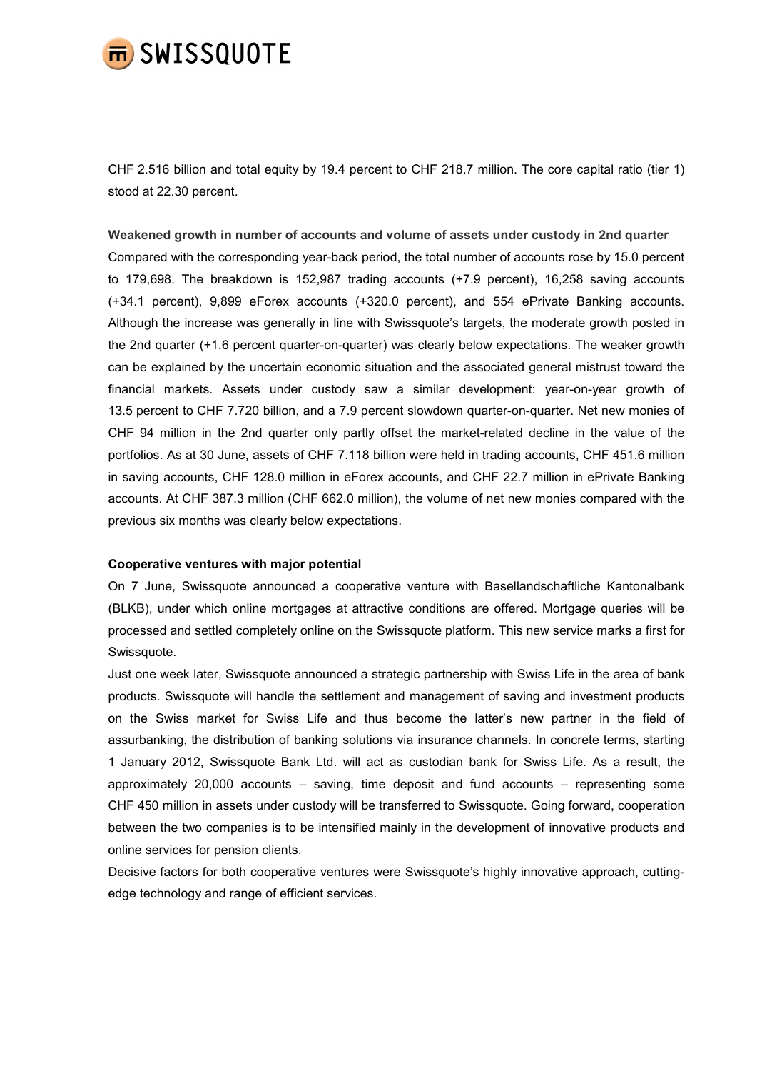CHF 2.516 billion and total equity by 19.4 percent to CHF 218.7 million. The core capital ratio (tier 1) stood at 22.30 percent.

**Weakened growth in number of accounts and volume of assets under custody in 2nd quarter**

Compared with the corresponding year-back period, the total number of accounts rose by 15.0 percent to 179,698. The breakdown is 152,987 trading accounts (+7.9 percent), 16,258 saving accounts (+34.1 percent), 9,899 eForex accounts (+320.0 percent), and 554 ePrivate Banking accounts. Although the increase was generally in line with Swissquote's targets, the moderate growth posted in the 2nd quarter (+1.6 percent quarter-on-quarter) was clearly below expectations. The weaker growth can be explained by the uncertain economic situation and the associated general mistrust toward the financial markets. Assets under custody saw a similar development: year-on-year growth of 13.5 percent to CHF 7.720 billion, and a 7.9 percent slowdown quarter-on-quarter. Net new monies of CHF 94 million in the 2nd quarter only partly offset the market-related decline in the value of the portfolios. As at 30 June, assets of CHF 7.118 billion were held in trading accounts, CHF 451.6 million in saving accounts, CHF 128.0 million in eForex accounts, and CHF 22.7 million in ePrivate Banking accounts. At CHF 387.3 million (CHF 662.0 million), the volume of net new monies compared with the previous six months was clearly below expectations.

**Cooperative ventures with major potential**

On 7 June, Swissquote announced a cooperative venture with Basellandschaftliche Kantonalbank (BLKB), under which online mortgages at attractive conditions are offered. Mortgage queries will be processed and settled completely online on the Swissquote platform. This new service marks a first for Swissquote.

Just one week later, Swissquote announced a strategic partnership with Swiss Life in the area of bank products. Swissquote will handle the settlement and management of saving and investment products on the Swiss market for Swiss Life and thus become the latter's new partner in the field of assurbanking, the distribution of banking solutions via insurance channels. In concrete terms, starting 1 January 2012, Swissquote Bank Ltd. will act as custodian bank for Swiss Life. As a result, the approximately 20,000 accounts – saving, time deposit and fund accounts – representing some CHF 450 million in assets under custody will be transferred to Swissquote. Going forward, cooperation between the two companies is to be intensified mainly in the development of innovative products and online services for pension clients.

Decisive factors for both cooperative ventures were Swissquote's highly innovative approach, cutting-edge technology and range of efficient services.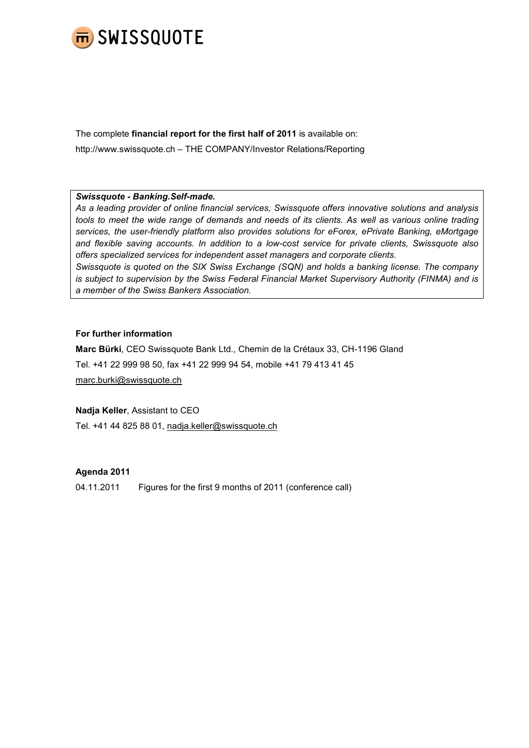The complete **financial report for the first half of 2011** is available on:
http://www.swissquote.ch – THE COMPANY/Investor Relations/Reporting

***Swissquote - Banking.Self-made.***
*As a leading provider of online financial services, Swissquote offers innovative solutions and analysis tools to meet the wide range of demands and needs of its clients. As well as various online trading services, the user-friendly platform also provides solutions for eForex, ePrivate Banking, eMortgage and flexible saving accounts. In addition to a low-cost service for private clients, Swissquote also offers specialized services for independent asset managers and corporate clients.*
*Swissquote is quoted on the SIX Swiss Exchange (SQN) and holds a banking license. The company is subject to supervision by the Swiss Federal Financial Market Supervisory Authority (FINMA) and is a member of the Swiss Bankers Association.*

**For further information**

**Marc Bürki**, CEO Swissquote Bank Ltd., Chemin de la Crétaux 33, CH-1196 Gland
Tel. +41 22 999 98 50, fax +41 22 999 94 54, mobile +41 79 413 41 45
marc.burki@swissquote.ch

**Nadja Keller**, Assistant to CEO
Tel. +41 44 825 88 01, nadja.keller@swissquote.ch

**Agenda 2011**

04.11.2011 Figures for the first 9 months of 2011 (conference call)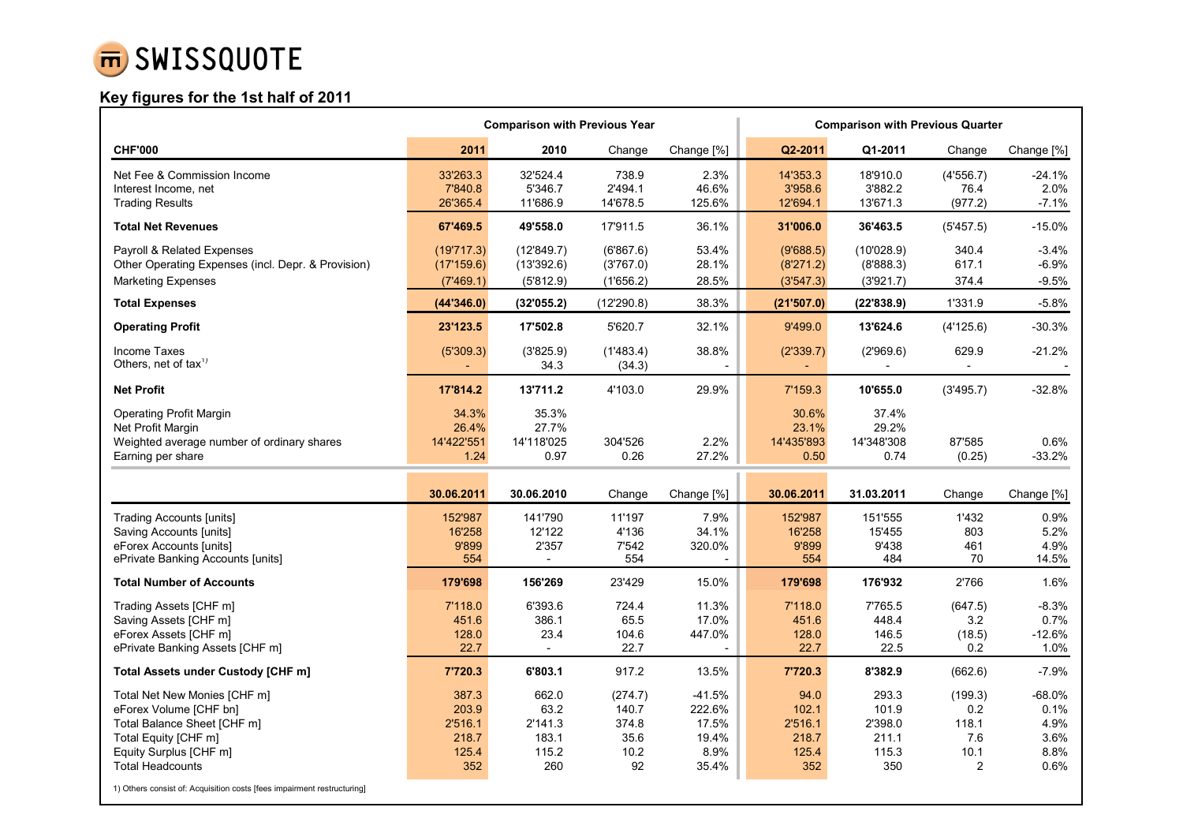SWISSQUOTE

## Key figures for the 1st half of 2011

| | Comparison with Previous Year | | | | Comparison with Previous Quarter | | | |
|---|---|---|---|---|---|---|---|---|
| **CHF'000** | **2011** | **2010** | Change | Change [%] | **Q2-2011** | **Q1-2011** | Change | Change [%] |
| Net Fee & Commission Income | 33'263.3 | 32'524.4 | 738.9 | 2.3% | 14'353.3 | 18'910.0 | (4'556.7) | -24.1% |
| Interest Income, net | 7'840.8 | 5'346.7 | 2'494.1 | 46.6% | 3'958.6 | 3'882.2 | 76.4 | 2.0% |
| Trading Results | 26'365.4 | 11'686.9 | 14'678.5 | 125.6% | 12'694.1 | 13'671.3 | (977.2) | -7.1% |
| **Total Net Revenues** | **67'469.5** | **49'558.0** | 17'911.5 | 36.1% | **31'006.0** | **36'463.5** | (5'457.5) | -15.0% |
| Payroll & Related Expenses | (19'717.3) | (12'849.7) | (6'867.6) | 53.4% | (9'688.5) | (10'028.9) | 340.4 | -3.4% |
| Other Operating Expenses (incl. Depr. & Provision) | (17'159.6) | (13'392.6) | (3'767.0) | 28.1% | (8'271.2) | (8'888.3) | 617.1 | -6.9% |
| Marketing Expenses | (7'469.1) | (5'812.9) | (1'656.2) | 28.5% | (3'547.3) | (3'921.7) | 374.4 | -9.5% |
| **Total Expenses** | **(44'346.0)** | **(32'055.2)** | (12'290.8) | 38.3% | **(21'507.0)** | **(22'838.9)** | 1'331.9 | -5.8% |
| **Operating Profit** | **23'123.5** | **17'502.8** | 5'620.7 | 32.1% | 9'499.0 | **13'624.6** | (4'125.6) | -30.3% |
| Income Taxes | (5'309.3) | (3'825.9) | (1'483.4) | 38.8% | (2'339.7) | (2'969.6) | 629.9 | -21.2% |
| Others, net of tax[1] | - | 34.3 | (34.3) | - | - | - | - | - |
| **Net Profit** | **17'814.2** | **13'711.2** | 4'103.0 | 29.9% | 7'159.3 | **10'655.0** | (3'495.7) | -32.8% |
| Operating Profit Margin | 34.3% | 35.3% | | | 30.6% | 37.4% | | |
| Net Profit Margin | 26.4% | 27.7% | | | 23.1% | 29.2% | | |
| Weighted average number of ordinary shares | 14'422'551 | 14'118'025 | 304'526 | 2.2% | 14'435'893 | 14'348'308 | 87'585 | 0.6% |
| Earning per share | 1.24 | 0.97 | 0.26 | 27.2% | 0.50 | 0.74 | (0.25) | -33.2% |

| | **30.06.2011** | **30.06.2010** | Change | Change [%] | **30.06.2011** | **31.03.2011** | Change | Change [%] |
|---|---|---|---|---|---|---|---|---|
| Trading Accounts [units] | 152'987 | 141'790 | 11'197 | 7.9% | 152'987 | 151'555 | 1'432 | 0.9% |
| Saving Accounts [units] | 16'258 | 12'122 | 4'136 | 34.1% | 16'258 | 15'455 | 803 | 5.2% |
| eForex Accounts [units] | 9'899 | 2'357 | 7'542 | 320.0% | 9'899 | 9'438 | 461 | 4.9% |
| ePrivate Banking Accounts [units] | 554 | - | 554 | - | 554 | 484 | 70 | 14.5% |
| **Total Number of Accounts** | **179'698** | **156'269** | 23'429 | 15.0% | **179'698** | **176'932** | 2'766 | 1.6% |
| Trading Assets [CHF m] | 7'118.0 | 6'393.6 | 724.4 | 11.3% | 7'118.0 | 7'765.5 | (647.5) | -8.3% |
| Saving Assets [CHF m] | 451.6 | 386.1 | 65.5 | 17.0% | 451.6 | 448.4 | 3.2 | 0.7% |
| eForex Assets [CHF m] | 128.0 | 23.4 | 104.6 | 447.0% | 128.0 | 146.5 | (18.5) | -12.6% |
| ePrivate Banking Assets [CHF m] | 22.7 | - | 22.7 | - | 22.7 | 22.5 | 0.2 | 1.0% |
| **Total Assets under Custody [CHF m]** | **7'720.3** | **6'803.1** | 917.2 | 13.5% | **7'720.3** | **8'382.9** | (662.6) | -7.9% |
| Total Net New Monies [CHF m] | 387.3 | 662.0 | (274.7) | -41.5% | 94.0 | 293.3 | (199.3) | -68.0% |
| eForex Volume [CHF bn] | 203.9 | 63.2 | 140.7 | 222.6% | 102.1 | 101.9 | 0.2 | 0.1% |
| Total Balance Sheet [CHF m] | 2'516.1 | 2'141.3 | 374.8 | 17.5% | 2'516.1 | 2'398.0 | 118.1 | 4.9% |
| Total Equity [CHF m] | 218.7 | 183.1 | 35.6 | 19.4% | 218.7 | 211.1 | 7.6 | 3.6% |
| Equity Surplus [CHF m] | 125.4 | 115.2 | 10.2 | 8.9% | 125.4 | 115.3 | 10.1 | 8.8% |
| Total Headcounts | 352 | 260 | 92 | 35.4% | 352 | 350 | 2 | 0.6% |

1) Others consist of: Acquisition costs [fees impairment restructuring]